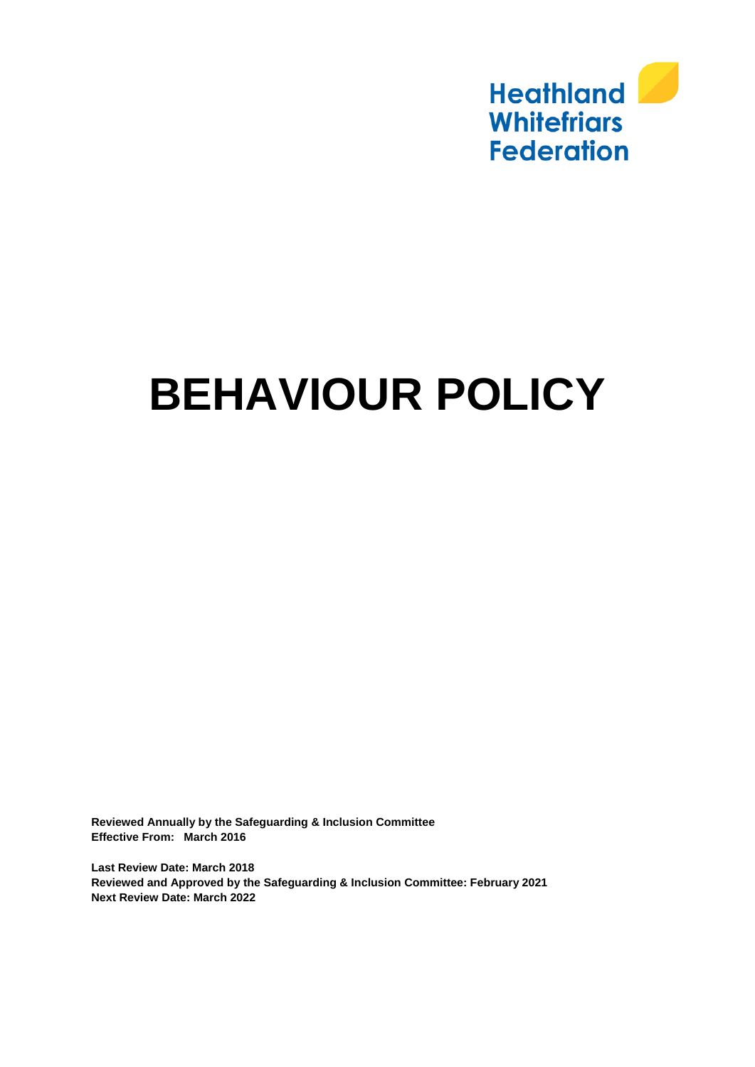Heathland
Whitefriars
Federation

# BEHAVIOUR POLICY

**Reviewed Annually by the Safeguarding & Inclusion Committee**
**Effective From: March 2016**

**Last Review Date: March 2018**
**Reviewed and Approved by the Safeguarding & Inclusion Committee: February 2021**
**Next Review Date: March 2022**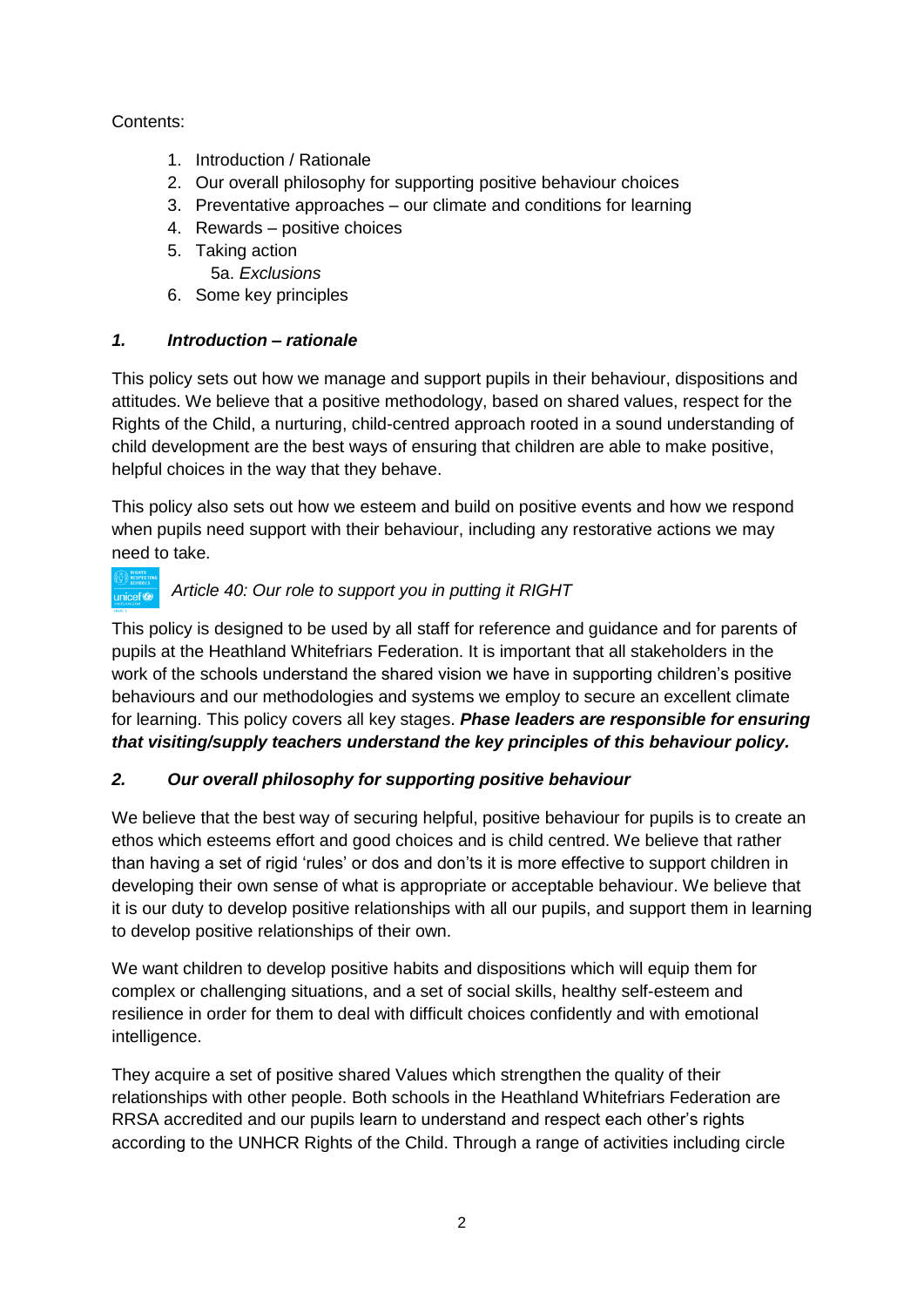Contents:

1. Introduction / Rationale
2. Our overall philosophy for supporting positive behaviour choices
3. Preventative approaches – our climate and conditions for learning
4. Rewards – positive choices
5. Taking action
   5a. *Exclusions*
6. Some key principles

### *1. Introduction – rationale*

This policy sets out how we manage and support pupils in their behaviour, dispositions and attitudes. We believe that a positive methodology, based on shared values, respect for the Rights of the Child, a nurturing, child-centred approach rooted in a sound understanding of child development are the best ways of ensuring that children are able to make positive, helpful choices in the way that they behave.

This policy also sets out how we esteem and build on positive events and how we respond when pupils need support with their behaviour, including any restorative actions we may need to take.

*Article 40: Our role to support you in putting it RIGHT*

This policy is designed to be used by all staff for reference and guidance and for parents of pupils at the Heathland Whitefriars Federation. It is important that all stakeholders in the work of the schools understand the shared vision we have in supporting children's positive behaviours and our methodologies and systems we employ to secure an excellent climate for learning. This policy covers all key stages. ***Phase leaders are responsible for ensuring that visiting/supply teachers understand the key principles of this behaviour policy.***

### *2. Our overall philosophy for supporting positive behaviour*

We believe that the best way of securing helpful, positive behaviour for pupils is to create an ethos which esteems effort and good choices and is child centred. We believe that rather than having a set of rigid 'rules' or dos and don'ts it is more effective to support children in developing their own sense of what is appropriate or acceptable behaviour. We believe that it is our duty to develop positive relationships with all our pupils, and support them in learning to develop positive relationships of their own.

We want children to develop positive habits and dispositions which will equip them for complex or challenging situations, and a set of social skills, healthy self-esteem and resilience in order for them to deal with difficult choices confidently and with emotional intelligence.

They acquire a set of positive shared Values which strengthen the quality of their relationships with other people. Both schools in the Heathland Whitefriars Federation are RRSA accredited and our pupils learn to understand and respect each other's rights according to the UNHCR Rights of the Child. Through a range of activities including circle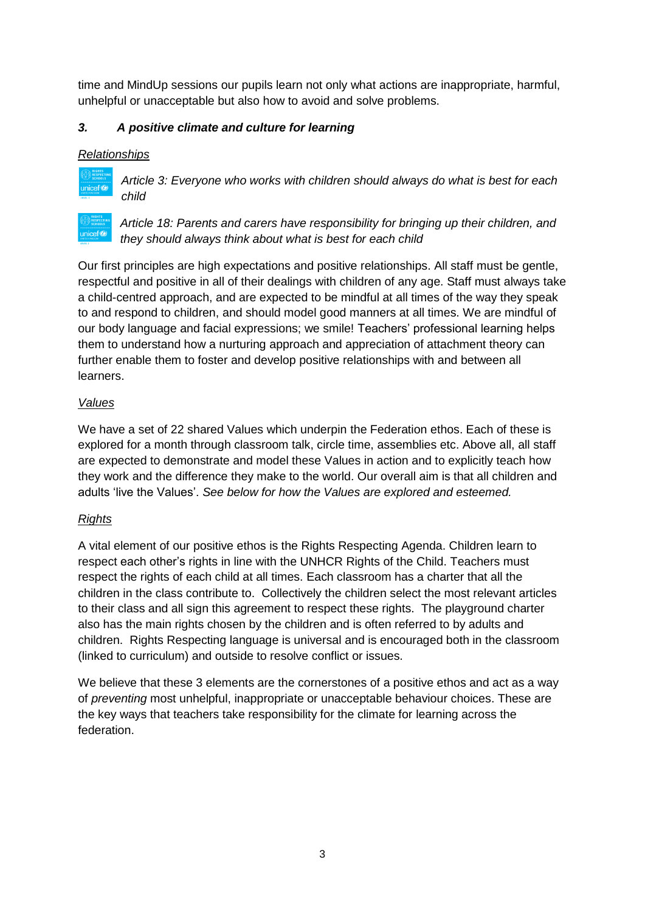time and MindUp sessions our pupils learn not only what actions are inappropriate, harmful, unhelpful or unacceptable but also how to avoid and solve problems.

### *3. A positive climate and culture for learning*

#### Relationships

*Article 3: Everyone who works with children should always do what is best for each child*

*Article 18: Parents and carers have responsibility for bringing up their children, and they should always think about what is best for each child*

Our first principles are high expectations and positive relationships. All staff must be gentle, respectful and positive in all of their dealings with children of any age. Staff must always take a child-centred approach, and are expected to be mindful at all times of the way they speak to and respond to children, and should model good manners at all times. We are mindful of our body language and facial expressions; we smile! Teachers' professional learning helps them to understand how a nurturing approach and appreciation of attachment theory can further enable them to foster and develop positive relationships with and between all learners.

#### Values

We have a set of 22 shared Values which underpin the Federation ethos. Each of these is explored for a month through classroom talk, circle time, assemblies etc. Above all, all staff are expected to demonstrate and model these Values in action and to explicitly teach how they work and the difference they make to the world. Our overall aim is that all children and adults 'live the Values'. *See below for how the Values are explored and esteemed.*

#### Rights

A vital element of our positive ethos is the Rights Respecting Agenda. Children learn to respect each other's rights in line with the UNHCR Rights of the Child. Teachers must respect the rights of each child at all times. Each classroom has a charter that all the children in the class contribute to. Collectively the children select the most relevant articles to their class and all sign this agreement to respect these rights. The playground charter also has the main rights chosen by the children and is often referred to by adults and children. Rights Respecting language is universal and is encouraged both in the classroom (linked to curriculum) and outside to resolve conflict or issues.

We believe that these 3 elements are the cornerstones of a positive ethos and act as a way of *preventing* most unhelpful, inappropriate or unacceptable behaviour choices. These are the key ways that teachers take responsibility for the climate for learning across the federation.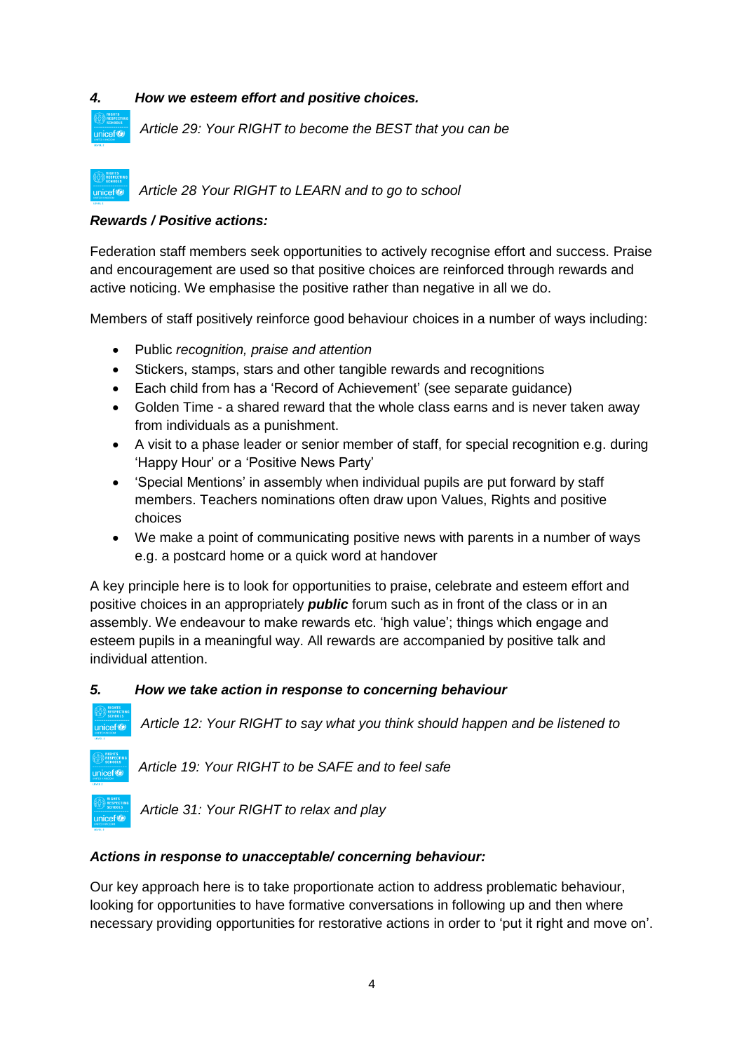### *4. How we esteem effort and positive choices.*

*Article 29: Your RIGHT to become the BEST that you can be*

*Article 28 Your RIGHT to LEARN and to go to school*

***Rewards / Positive actions:***

Federation staff members seek opportunities to actively recognise effort and success. Praise and encouragement are used so that positive choices are reinforced through rewards and active noticing. We emphasise the positive rather than negative in all we do.

Members of staff positively reinforce good behaviour choices in a number of ways including:

- Public *recognition, praise and attention*
- Stickers, stamps, stars and other tangible rewards and recognitions
- Each child from has a 'Record of Achievement' (see separate guidance)
- Golden Time - a shared reward that the whole class earns and is never taken away from individuals as a punishment.
- A visit to a phase leader or senior member of staff, for special recognition e.g. during 'Happy Hour' or a 'Positive News Party'
- 'Special Mentions' in assembly when individual pupils are put forward by staff members. Teachers nominations often draw upon Values, Rights and positive choices
- We make a point of communicating positive news with parents in a number of ways e.g. a postcard home or a quick word at handover

A key principle here is to look for opportunities to praise, celebrate and esteem effort and positive choices in an appropriately ***public*** forum such as in front of the class or in an assembly. We endeavour to make rewards etc. 'high value'; things which engage and esteem pupils in a meaningful way. All rewards are accompanied by positive talk and individual attention.

### *5. How we take action in response to concerning behaviour*

*Article 12: Your RIGHT to say what you think should happen and be listened to*

*Article 19: Your RIGHT to be SAFE and to feel safe*

*Article 31: Your RIGHT to relax and play*

***Actions in response to unacceptable/ concerning behaviour:***

Our key approach here is to take proportionate action to address problematic behaviour, looking for opportunities to have formative conversations in following up and then where necessary providing opportunities for restorative actions in order to 'put it right and move on'.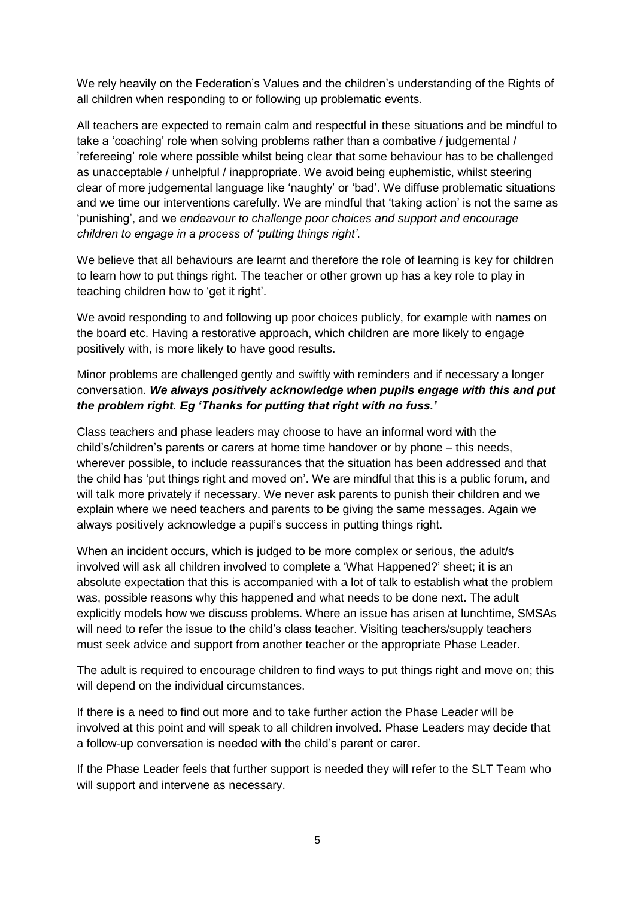We rely heavily on the Federation's Values and the children's understanding of the Rights of all children when responding to or following up problematic events.

All teachers are expected to remain calm and respectful in these situations and be mindful to take a 'coaching' role when solving problems rather than a combative / judgemental / 'refereeing' role where possible whilst being clear that some behaviour has to be challenged as unacceptable / unhelpful / inappropriate. We avoid being euphemistic, whilst steering clear of more judgemental language like 'naughty' or 'bad'. We diffuse problematic situations and we time our interventions carefully. We are mindful that 'taking action' is not the same as 'punishing', and we *endeavour to challenge poor choices and support and encourage children to engage in a process of 'putting things right'*.

We believe that all behaviours are learnt and therefore the role of learning is key for children to learn how to put things right. The teacher or other grown up has a key role to play in teaching children how to 'get it right'.

We avoid responding to and following up poor choices publicly, for example with names on the board etc. Having a restorative approach, which children are more likely to engage positively with, is more likely to have good results.

Minor problems are challenged gently and swiftly with reminders and if necessary a longer conversation. ***We always positively acknowledge when pupils engage with this and put the problem right. Eg 'Thanks for putting that right with no fuss.'***

Class teachers and phase leaders may choose to have an informal word with the child's/children's parents or carers at home time handover or by phone – this needs, wherever possible, to include reassurances that the situation has been addressed and that the child has 'put things right and moved on'. We are mindful that this is a public forum, and will talk more privately if necessary. We never ask parents to punish their children and we explain where we need teachers and parents to be giving the same messages. Again we always positively acknowledge a pupil's success in putting things right.

When an incident occurs, which is judged to be more complex or serious, the adult/s involved will ask all children involved to complete a 'What Happened?' sheet; it is an absolute expectation that this is accompanied with a lot of talk to establish what the problem was, possible reasons why this happened and what needs to be done next. The adult explicitly models how we discuss problems. Where an issue has arisen at lunchtime, SMSAs will need to refer the issue to the child's class teacher. Visiting teachers/supply teachers must seek advice and support from another teacher or the appropriate Phase Leader.

The adult is required to encourage children to find ways to put things right and move on; this will depend on the individual circumstances.

If there is a need to find out more and to take further action the Phase Leader will be involved at this point and will speak to all children involved. Phase Leaders may decide that a follow-up conversation is needed with the child's parent or carer.

If the Phase Leader feels that further support is needed they will refer to the SLT Team who will support and intervene as necessary.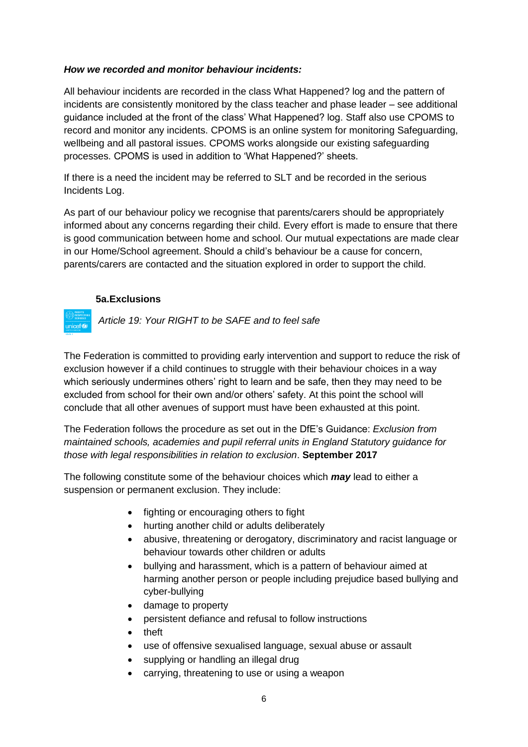***How we recorded and monitor behaviour incidents:***

All behaviour incidents are recorded in the class What Happened? log and the pattern of incidents are consistently monitored by the class teacher and phase leader – see additional guidance included at the front of the class' What Happened? log. Staff also use CPOMS to record and monitor any incidents. CPOMS is an online system for monitoring Safeguarding, wellbeing and all pastoral issues. CPOMS works alongside our existing safeguarding processes. CPOMS is used in addition to 'What Happened?' sheets.

If there is a need the incident may be referred to SLT and be recorded in the serious Incidents Log.

As part of our behaviour policy we recognise that parents/carers should be appropriately informed about any concerns regarding their child. Every effort is made to ensure that there is good communication between home and school. Our mutual expectations are made clear in our Home/School agreement. Should a child's behaviour be a cause for concern, parents/carers are contacted and the situation explored in order to support the child.

### 5a.Exclusions

*Article 19: Your RIGHT to be SAFE and to feel safe*

The Federation is committed to providing early intervention and support to reduce the risk of exclusion however if a child continues to struggle with their behaviour choices in a way which seriously undermines others' right to learn and be safe, then they may need to be excluded from school for their own and/or others' safety. At this point the school will conclude that all other avenues of support must have been exhausted at this point.

The Federation follows the procedure as set out in the DfE's Guidance: *Exclusion from maintained schools, academies and pupil referral units in England Statutory guidance for those with legal responsibilities in relation to exclusion*. **September 2017**

The following constitute some of the behaviour choices which ***may*** lead to either a suspension or permanent exclusion. They include:

- fighting or encouraging others to fight
- hurting another child or adults deliberately
- abusive, threatening or derogatory, discriminatory and racist language or behaviour towards other children or adults
- bullying and harassment, which is a pattern of behaviour aimed at harming another person or people including prejudice based bullying and cyber-bullying
- damage to property
- persistent defiance and refusal to follow instructions
- theft
- use of offensive sexualised language, sexual abuse or assault
- supplying or handling an illegal drug
- carrying, threatening to use or using a weapon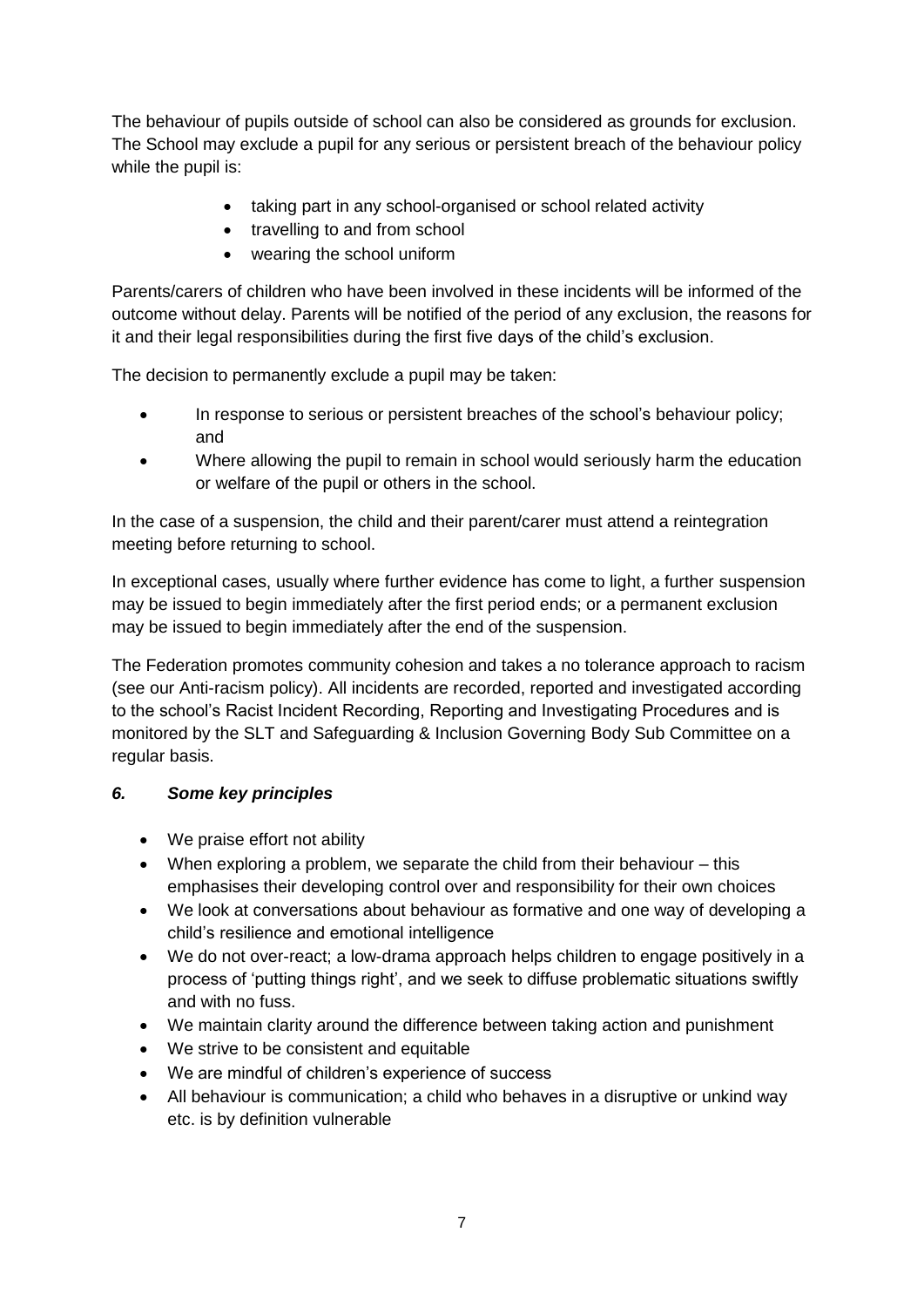The behaviour of pupils outside of school can also be considered as grounds for exclusion. The School may exclude a pupil for any serious or persistent breach of the behaviour policy while the pupil is:

- taking part in any school-organised or school related activity
- travelling to and from school
- wearing the school uniform

Parents/carers of children who have been involved in these incidents will be informed of the outcome without delay. Parents will be notified of the period of any exclusion, the reasons for it and their legal responsibilities during the first five days of the child's exclusion.

The decision to permanently exclude a pupil may be taken:

- In response to serious or persistent breaches of the school's behaviour policy; and
- Where allowing the pupil to remain in school would seriously harm the education or welfare of the pupil or others in the school.

In the case of a suspension, the child and their parent/carer must attend a reintegration meeting before returning to school.

In exceptional cases, usually where further evidence has come to light, a further suspension may be issued to begin immediately after the first period ends; or a permanent exclusion may be issued to begin immediately after the end of the suspension.

The Federation promotes community cohesion and takes a no tolerance approach to racism (see our Anti-racism policy). All incidents are recorded, reported and investigated according to the school's Racist Incident Recording, Reporting and Investigating Procedures and is monitored by the SLT and Safeguarding & Inclusion Governing Body Sub Committee on a regular basis.

### *6. Some key principles*

- We praise effort not ability
- When exploring a problem, we separate the child from their behaviour – this emphasises their developing control over and responsibility for their own choices
- We look at conversations about behaviour as formative and one way of developing a child's resilience and emotional intelligence
- We do not over-react; a low-drama approach helps children to engage positively in a process of 'putting things right', and we seek to diffuse problematic situations swiftly and with no fuss.
- We maintain clarity around the difference between taking action and punishment
- We strive to be consistent and equitable
- We are mindful of children's experience of success
- All behaviour is communication; a child who behaves in a disruptive or unkind way etc. is by definition vulnerable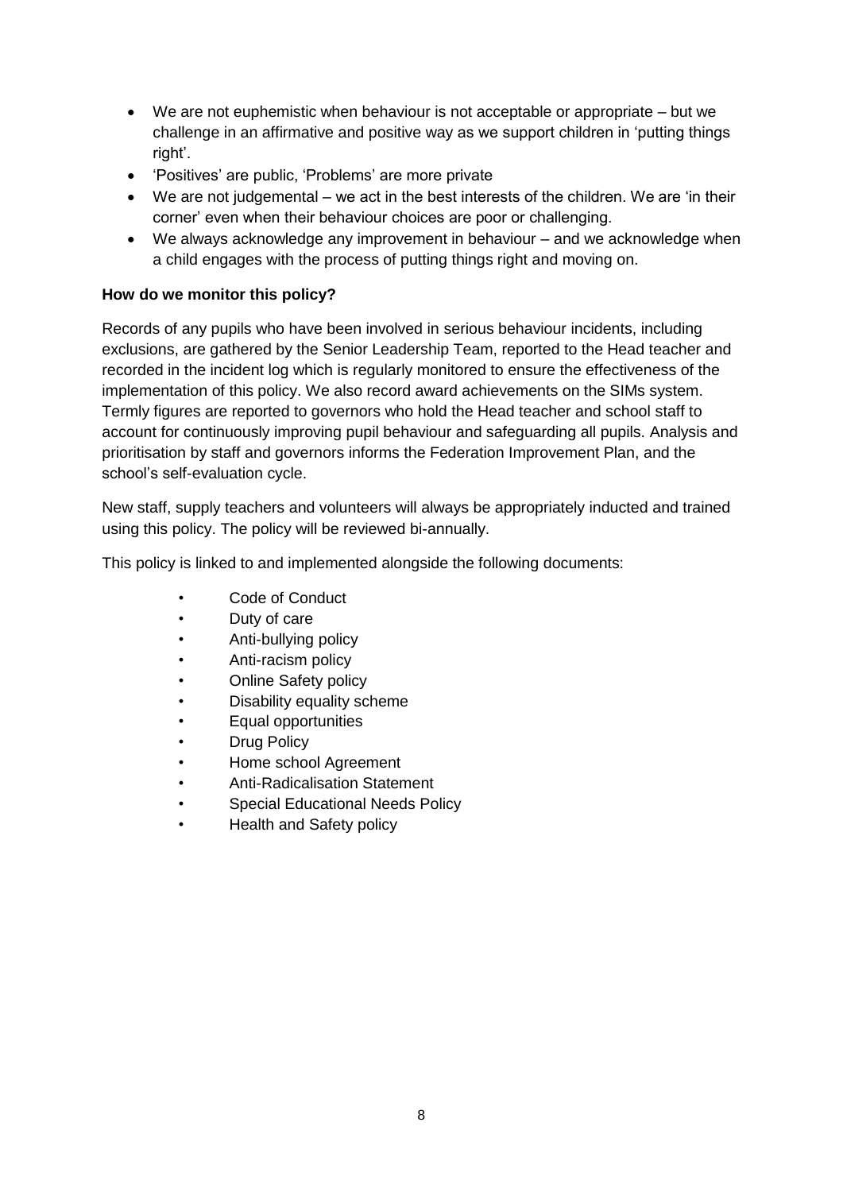- We are not euphemistic when behaviour is not acceptable or appropriate – but we challenge in an affirmative and positive way as we support children in 'putting things right'.
- 'Positives' are public, 'Problems' are more private
- We are not judgemental – we act in the best interests of the children. We are 'in their corner' even when their behaviour choices are poor or challenging.
- We always acknowledge any improvement in behaviour – and we acknowledge when a child engages with the process of putting things right and moving on.

**How do we monitor this policy?**

Records of any pupils who have been involved in serious behaviour incidents, including exclusions, are gathered by the Senior Leadership Team, reported to the Head teacher and recorded in the incident log which is regularly monitored to ensure the effectiveness of the implementation of this policy. We also record award achievements on the SIMs system. Termly figures are reported to governors who hold the Head teacher and school staff to account for continuously improving pupil behaviour and safeguarding all pupils. Analysis and prioritisation by staff and governors informs the Federation Improvement Plan, and the school's self-evaluation cycle.

New staff, supply teachers and volunteers will always be appropriately inducted and trained using this policy. The policy will be reviewed bi-annually.

This policy is linked to and implemented alongside the following documents:

- Code of Conduct
- Duty of care
- Anti-bullying policy
- Anti-racism policy
- Online Safety policy
- Disability equality scheme
- Equal opportunities
- Drug Policy
- Home school Agreement
- Anti-Radicalisation Statement
- Special Educational Needs Policy
- Health and Safety policy